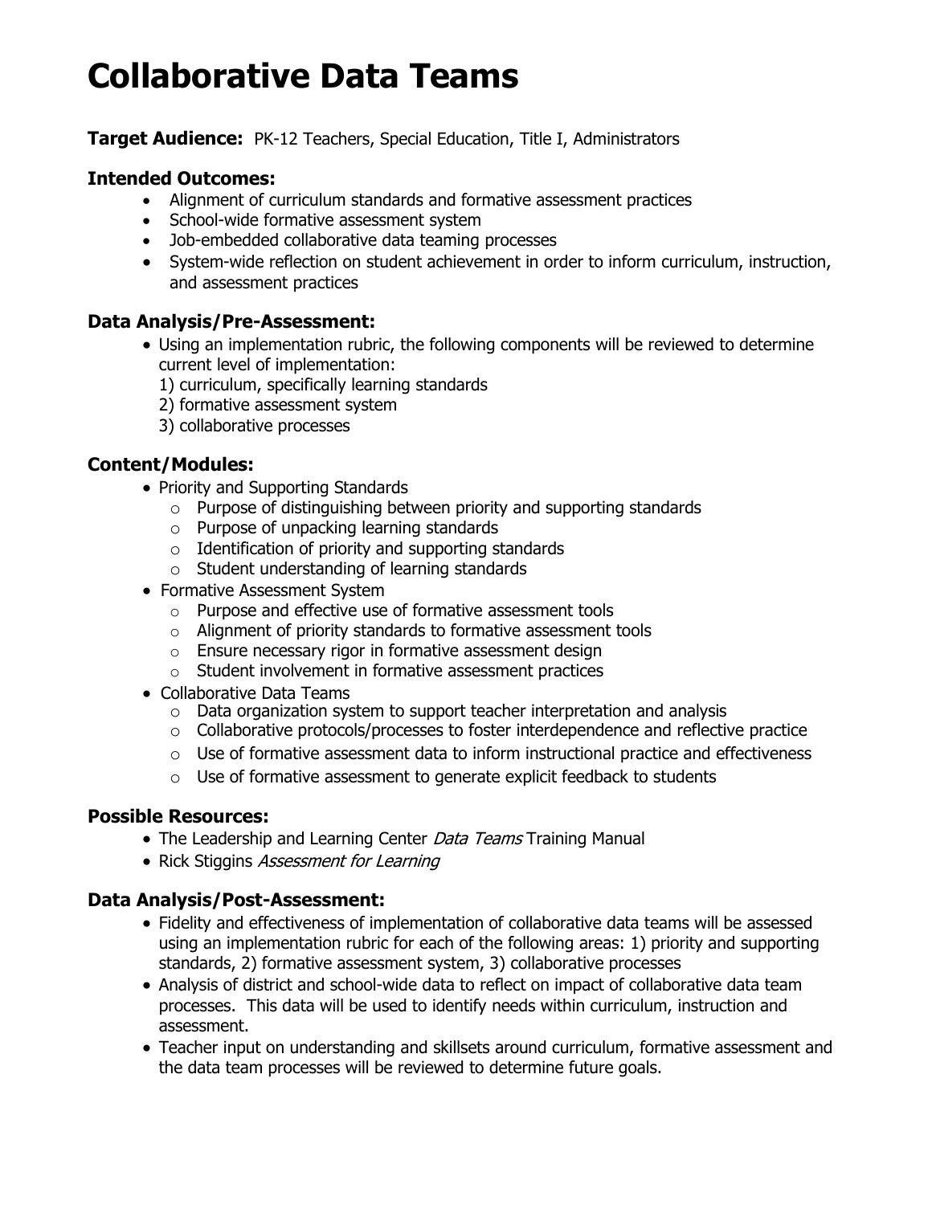# Collaborative Data Teams

**Target Audience:** PK-12 Teachers, Special Education, Title I, Administrators

### Intended Outcomes:

- Alignment of curriculum standards and formative assessment practices
- School-wide formative assessment system
- Job-embedded collaborative data teaming processes
- System-wide reflection on student achievement in order to inform curriculum, instruction, and assessment practices

### Data Analysis/Pre-Assessment:

- Using an implementation rubric, the following components will be reviewed to determine current level of implementation:
  1) curriculum, specifically learning standards
  2) formative assessment system
  3) collaborative processes

### Content/Modules:

- Priority and Supporting Standards
  - Purpose of distinguishing between priority and supporting standards
  - Purpose of unpacking learning standards
  - Identification of priority and supporting standards
  - Student understanding of learning standards
- Formative Assessment System
  - Purpose and effective use of formative assessment tools
  - Alignment of priority standards to formative assessment tools
  - Ensure necessary rigor in formative assessment design
  - Student involvement in formative assessment practices
- Collaborative Data Teams
  - Data organization system to support teacher interpretation and analysis
  - Collaborative protocols/processes to foster interdependence and reflective practice
  - Use of formative assessment data to inform instructional practice and effectiveness
  - Use of formative assessment to generate explicit feedback to students

### Possible Resources:

- The Leadership and Learning Center *Data Teams* Training Manual
- Rick Stiggins *Assessment for Learning*

### Data Analysis/Post-Assessment:

- Fidelity and effectiveness of implementation of collaborative data teams will be assessed using an implementation rubric for each of the following areas: 1) priority and supporting standards, 2) formative assessment system, 3) collaborative processes
- Analysis of district and school-wide data to reflect on impact of collaborative data team processes. This data will be used to identify needs within curriculum, instruction and assessment.
- Teacher input on understanding and skillsets around curriculum, formative assessment and the data team processes will be reviewed to determine future goals.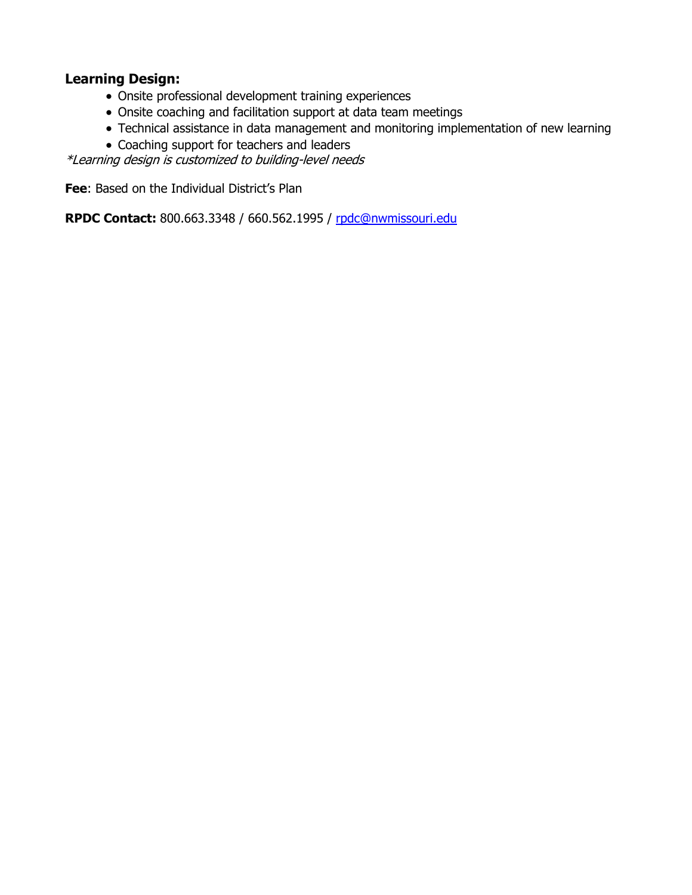**Learning Design:**

- Onsite professional development training experiences
- Onsite coaching and facilitation support at data team meetings
- Technical assistance in data management and monitoring implementation of new learning
- Coaching support for teachers and leaders

*\*Learning design is customized to building-level needs*

**Fee**: Based on the Individual District's Plan

**RPDC Contact:** 800.663.3348 / 660.562.1995 / rpdc@nwmissouri.edu